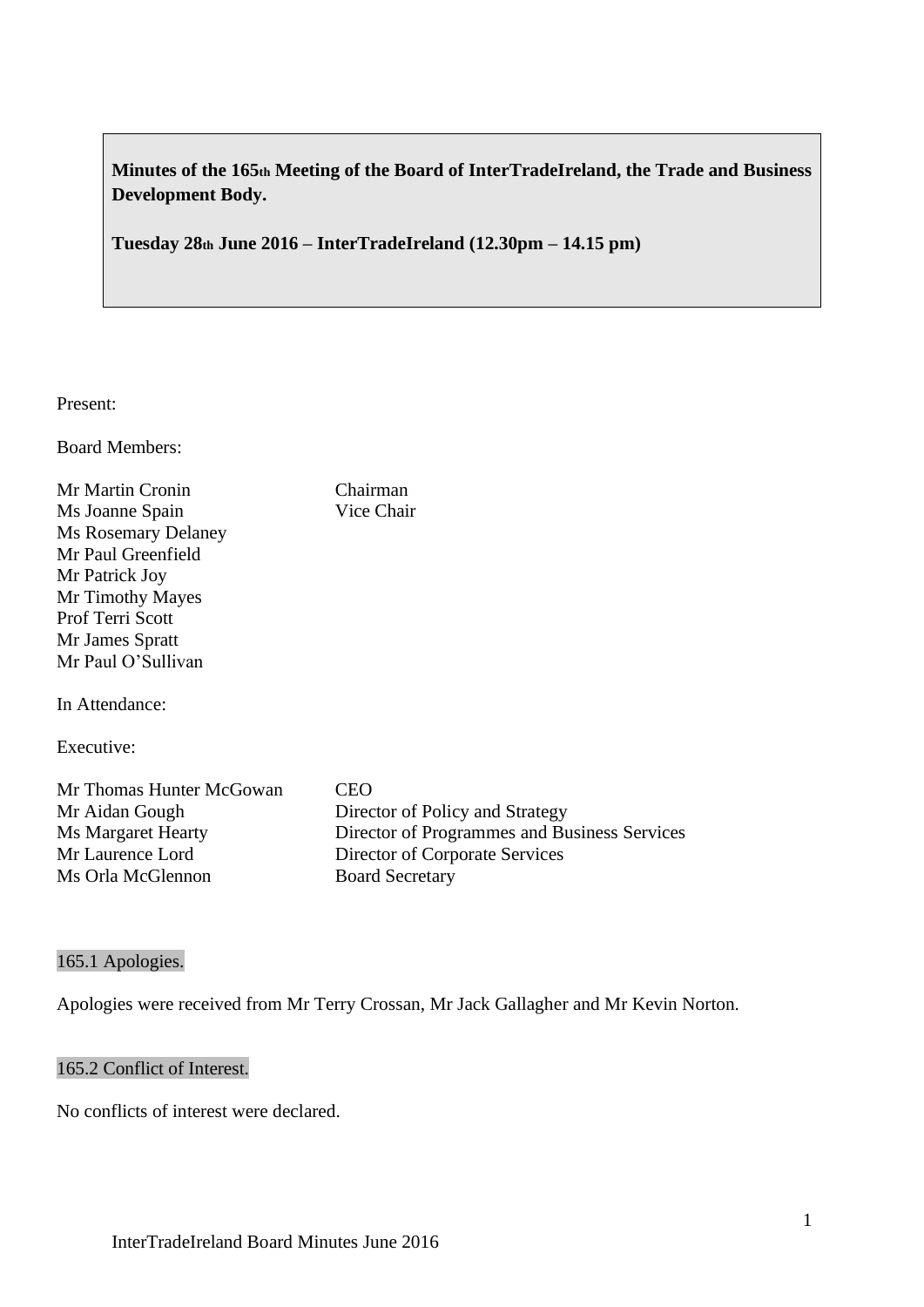**Minutes of the 165th Meeting of the Board of InterTradeIreland, the Trade and Business Development Body.**

**Tuesday 28th June 2016 – InterTradeIreland (12.30pm – 14.15 pm)**

Present:

Board Members:

| | |
|---|---|
| Mr Martin Cronin | Chairman |
| Ms Joanne Spain | Vice Chair |
| Ms Rosemary Delaney | |
| Mr Paul Greenfield | |
| Mr Patrick Joy | |
| Mr Timothy Mayes | |
| Prof Terri Scott | |
| Mr James Spratt | |
| Mr Paul O'Sullivan | |

In Attendance:

Executive:

| | |
|---|---|
| Mr Thomas Hunter McGowan | CEO |
| Mr Aidan Gough | Director of Policy and Strategy |
| Ms Margaret Hearty | Director of Programmes and Business Services |
| Mr Laurence Lord | Director of Corporate Services |
| Ms Orla McGlennon | Board Secretary |

## 165.1 Apologies.

Apologies were received from Mr Terry Crossan, Mr Jack Gallagher and Mr Kevin Norton.

## 165.2 Conflict of Interest.

No conflicts of interest were declared.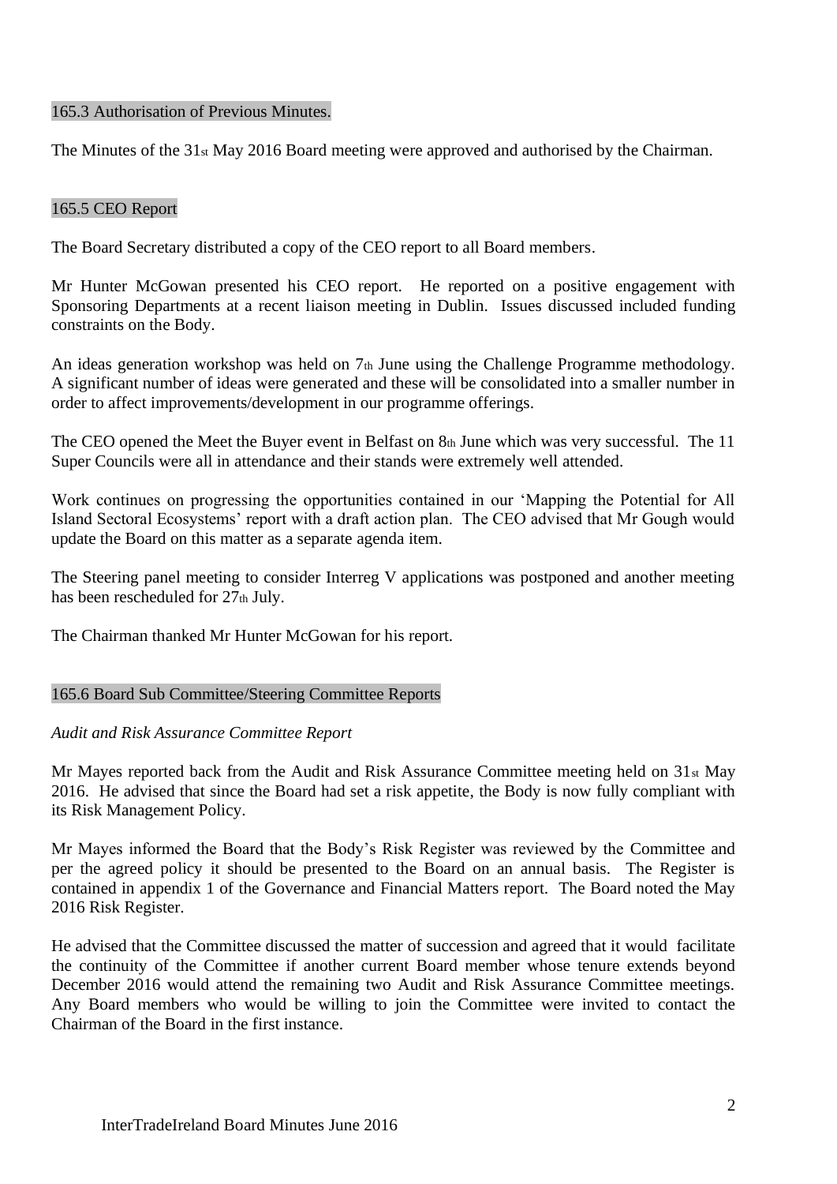## 165.3 Authorisation of Previous Minutes.

The Minutes of the 31st May 2016 Board meeting were approved and authorised by the Chairman.

## 165.5 CEO Report

The Board Secretary distributed a copy of the CEO report to all Board members.

Mr Hunter McGowan presented his CEO report. He reported on a positive engagement with Sponsoring Departments at a recent liaison meeting in Dublin. Issues discussed included funding constraints on the Body.

An ideas generation workshop was held on 7th June using the Challenge Programme methodology. A significant number of ideas were generated and these will be consolidated into a smaller number in order to affect improvements/development in our programme offerings.

The CEO opened the Meet the Buyer event in Belfast on 8th June which was very successful. The 11 Super Councils were all in attendance and their stands were extremely well attended.

Work continues on progressing the opportunities contained in our 'Mapping the Potential for All Island Sectoral Ecosystems' report with a draft action plan. The CEO advised that Mr Gough would update the Board on this matter as a separate agenda item.

The Steering panel meeting to consider Interreg V applications was postponed and another meeting has been rescheduled for 27th July.

The Chairman thanked Mr Hunter McGowan for his report.

## 165.6 Board Sub Committee/Steering Committee Reports

*Audit and Risk Assurance Committee Report*

Mr Mayes reported back from the Audit and Risk Assurance Committee meeting held on 31st May 2016. He advised that since the Board had set a risk appetite, the Body is now fully compliant with its Risk Management Policy.

Mr Mayes informed the Board that the Body's Risk Register was reviewed by the Committee and per the agreed policy it should be presented to the Board on an annual basis. The Register is contained in appendix 1 of the Governance and Financial Matters report. The Board noted the May 2016 Risk Register.

He advised that the Committee discussed the matter of succession and agreed that it would facilitate the continuity of the Committee if another current Board member whose tenure extends beyond December 2016 would attend the remaining two Audit and Risk Assurance Committee meetings. Any Board members who would be willing to join the Committee were invited to contact the Chairman of the Board in the first instance.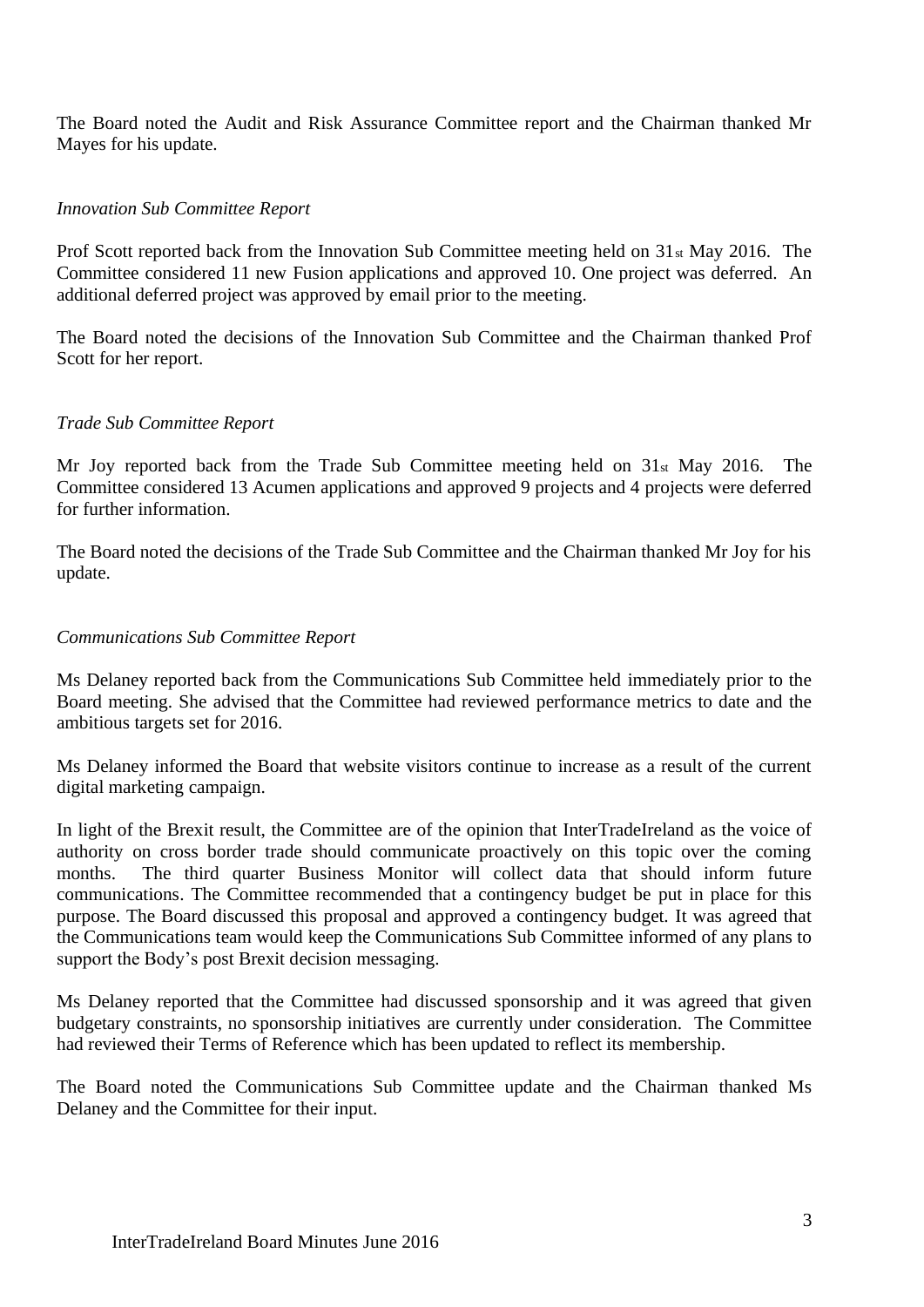The Board noted the Audit and Risk Assurance Committee report and the Chairman thanked Mr Mayes for his update.

*Innovation Sub Committee Report*

Prof Scott reported back from the Innovation Sub Committee meeting held on 31st May 2016. The Committee considered 11 new Fusion applications and approved 10. One project was deferred. An additional deferred project was approved by email prior to the meeting.

The Board noted the decisions of the Innovation Sub Committee and the Chairman thanked Prof Scott for her report.

*Trade Sub Committee Report*

Mr Joy reported back from the Trade Sub Committee meeting held on 31st May 2016. The Committee considered 13 Acumen applications and approved 9 projects and 4 projects were deferred for further information.

The Board noted the decisions of the Trade Sub Committee and the Chairman thanked Mr Joy for his update.

*Communications Sub Committee Report*

Ms Delaney reported back from the Communications Sub Committee held immediately prior to the Board meeting. She advised that the Committee had reviewed performance metrics to date and the ambitious targets set for 2016.

Ms Delaney informed the Board that website visitors continue to increase as a result of the current digital marketing campaign.

In light of the Brexit result, the Committee are of the opinion that InterTradeIreland as the voice of authority on cross border trade should communicate proactively on this topic over the coming months. The third quarter Business Monitor will collect data that should inform future communications. The Committee recommended that a contingency budget be put in place for this purpose. The Board discussed this proposal and approved a contingency budget. It was agreed that the Communications team would keep the Communications Sub Committee informed of any plans to support the Body's post Brexit decision messaging.

Ms Delaney reported that the Committee had discussed sponsorship and it was agreed that given budgetary constraints, no sponsorship initiatives are currently under consideration. The Committee had reviewed their Terms of Reference which has been updated to reflect its membership.

The Board noted the Communications Sub Committee update and the Chairman thanked Ms Delaney and the Committee for their input.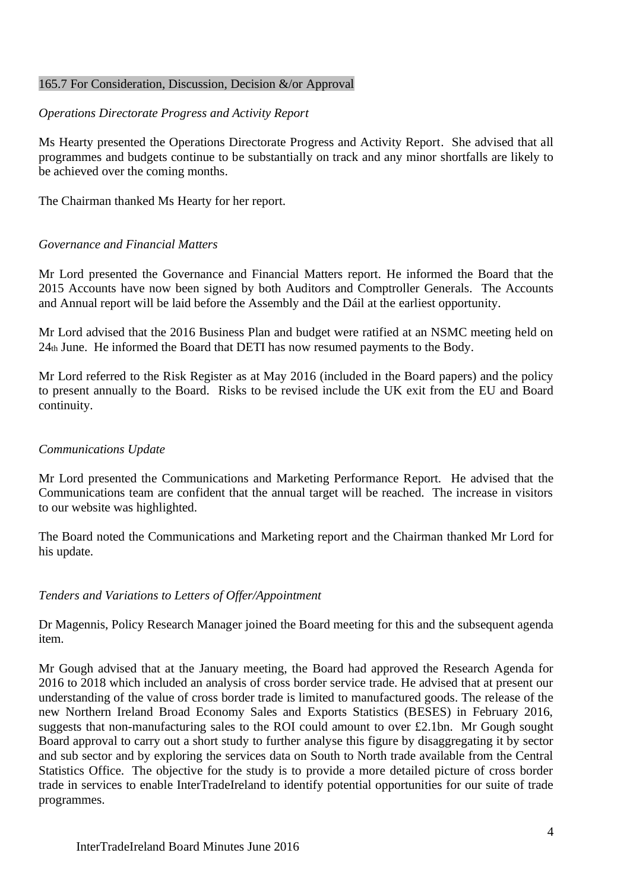165.7 For Consideration, Discussion, Decision &/or Approval

*Operations Directorate Progress and Activity Report*

Ms Hearty presented the Operations Directorate Progress and Activity Report. She advised that all programmes and budgets continue to be substantially on track and any minor shortfalls are likely to be achieved over the coming months.

The Chairman thanked Ms Hearty for her report.

*Governance and Financial Matters*

Mr Lord presented the Governance and Financial Matters report. He informed the Board that the 2015 Accounts have now been signed by both Auditors and Comptroller Generals. The Accounts and Annual report will be laid before the Assembly and the Dáil at the earliest opportunity.

Mr Lord advised that the 2016 Business Plan and budget were ratified at an NSMC meeting held on 24th June. He informed the Board that DETI has now resumed payments to the Body.

Mr Lord referred to the Risk Register as at May 2016 (included in the Board papers) and the policy to present annually to the Board. Risks to be revised include the UK exit from the EU and Board continuity.

*Communications Update*

Mr Lord presented the Communications and Marketing Performance Report. He advised that the Communications team are confident that the annual target will be reached. The increase in visitors to our website was highlighted.

The Board noted the Communications and Marketing report and the Chairman thanked Mr Lord for his update.

*Tenders and Variations to Letters of Offer/Appointment*

Dr Magennis, Policy Research Manager joined the Board meeting for this and the subsequent agenda item.

Mr Gough advised that at the January meeting, the Board had approved the Research Agenda for 2016 to 2018 which included an analysis of cross border service trade. He advised that at present our understanding of the value of cross border trade is limited to manufactured goods. The release of the new Northern Ireland Broad Economy Sales and Exports Statistics (BESES) in February 2016, suggests that non-manufacturing sales to the ROI could amount to over £2.1bn. Mr Gough sought Board approval to carry out a short study to further analyse this figure by disaggregating it by sector and sub sector and by exploring the services data on South to North trade available from the Central Statistics Office. The objective for the study is to provide a more detailed picture of cross border trade in services to enable InterTradeIreland to identify potential opportunities for our suite of trade programmes.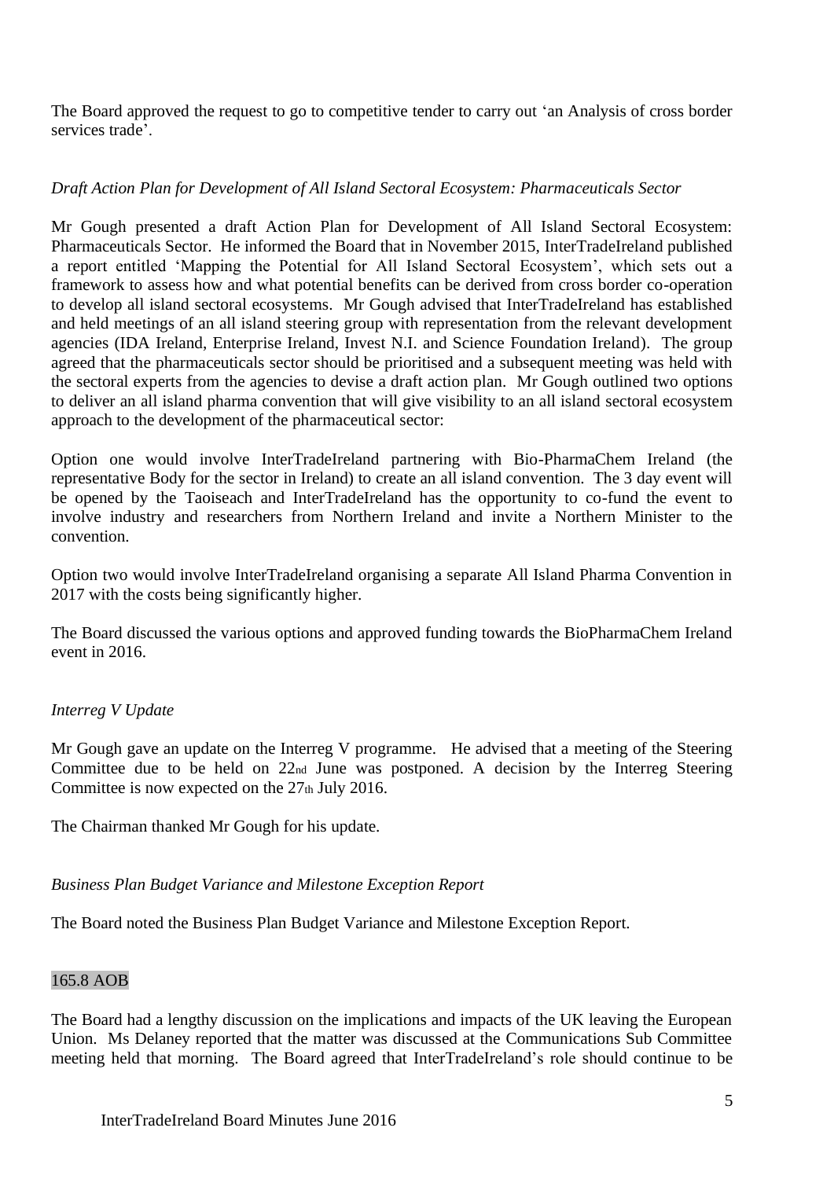The Board approved the request to go to competitive tender to carry out 'an Analysis of cross border services trade'.

*Draft Action Plan for Development of All Island Sectoral Ecosystem: Pharmaceuticals Sector*

Mr Gough presented a draft Action Plan for Development of All Island Sectoral Ecosystem: Pharmaceuticals Sector. He informed the Board that in November 2015, InterTradeIreland published a report entitled 'Mapping the Potential for All Island Sectoral Ecosystem', which sets out a framework to assess how and what potential benefits can be derived from cross border co-operation to develop all island sectoral ecosystems. Mr Gough advised that InterTradeIreland has established and held meetings of an all island steering group with representation from the relevant development agencies (IDA Ireland, Enterprise Ireland, Invest N.I. and Science Foundation Ireland). The group agreed that the pharmaceuticals sector should be prioritised and a subsequent meeting was held with the sectoral experts from the agencies to devise a draft action plan. Mr Gough outlined two options to deliver an all island pharma convention that will give visibility to an all island sectoral ecosystem approach to the development of the pharmaceutical sector:

Option one would involve InterTradeIreland partnering with Bio-PharmaChem Ireland (the representative Body for the sector in Ireland) to create an all island convention. The 3 day event will be opened by the Taoiseach and InterTradeIreland has the opportunity to co-fund the event to involve industry and researchers from Northern Ireland and invite a Northern Minister to the convention.

Option two would involve InterTradeIreland organising a separate All Island Pharma Convention in 2017 with the costs being significantly higher.

The Board discussed the various options and approved funding towards the BioPharmaChem Ireland event in 2016.

*Interreg V Update*

Mr Gough gave an update on the Interreg V programme. He advised that a meeting of the Steering Committee due to be held on 22nd June was postponed. A decision by the Interreg Steering Committee is now expected on the 27th July 2016.

The Chairman thanked Mr Gough for his update.

*Business Plan Budget Variance and Milestone Exception Report*

The Board noted the Business Plan Budget Variance and Milestone Exception Report.

165.8 AOB

The Board had a lengthy discussion on the implications and impacts of the UK leaving the European Union. Ms Delaney reported that the matter was discussed at the Communications Sub Committee meeting held that morning. The Board agreed that InterTradeIreland's role should continue to be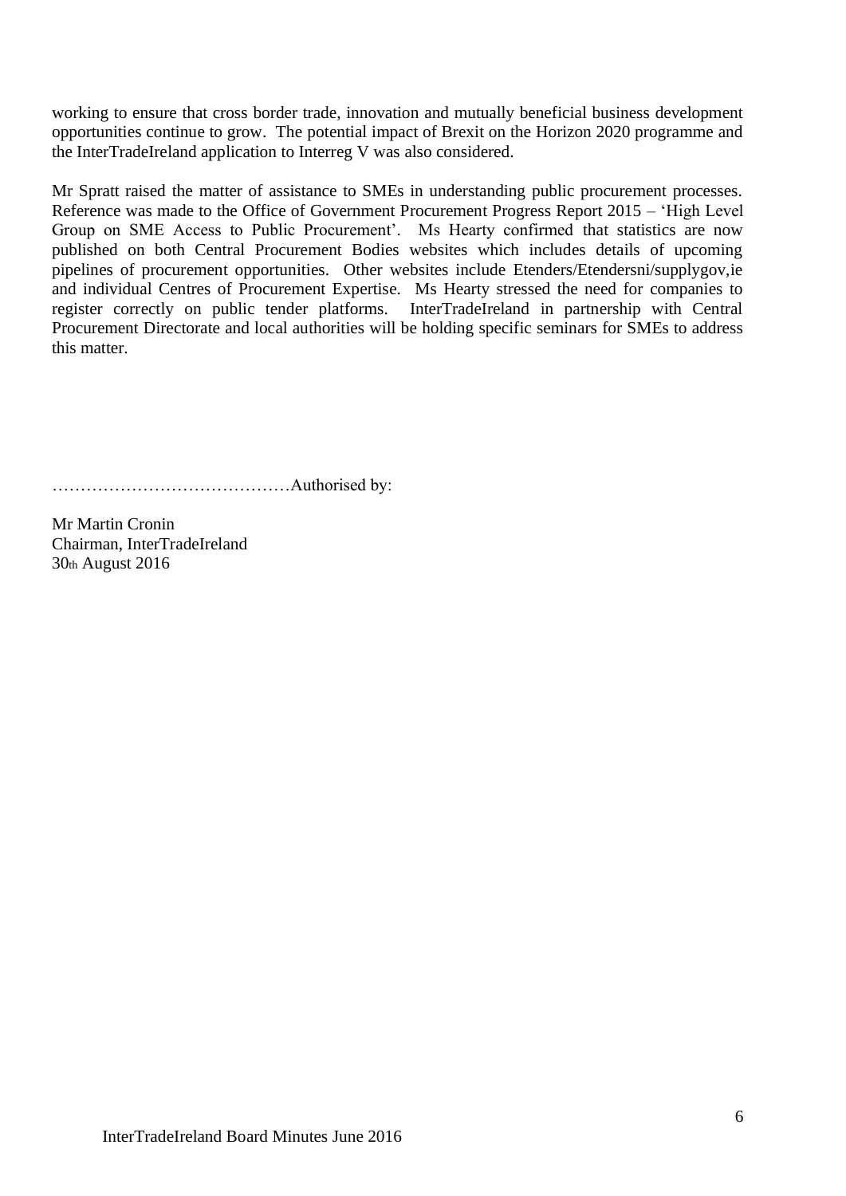working to ensure that cross border trade, innovation and mutually beneficial business development opportunities continue to grow. The potential impact of Brexit on the Horizon 2020 programme and the InterTradeIreland application to Interreg V was also considered.

Mr Spratt raised the matter of assistance to SMEs in understanding public procurement processes. Reference was made to the Office of Government Procurement Progress Report 2015 – 'High Level Group on SME Access to Public Procurement'. Ms Hearty confirmed that statistics are now published on both Central Procurement Bodies websites which includes details of upcoming pipelines of procurement opportunities. Other websites include Etenders/Etendersni/supplygov,ie and individual Centres of Procurement Expertise. Ms Hearty stressed the need for companies to register correctly on public tender platforms. InterTradeIreland in partnership with Central Procurement Directorate and local authorities will be holding specific seminars for SMEs to address this matter.

……………………………………Authorised by:

Mr Martin Cronin
Chairman, InterTradeIreland
30th August 2016